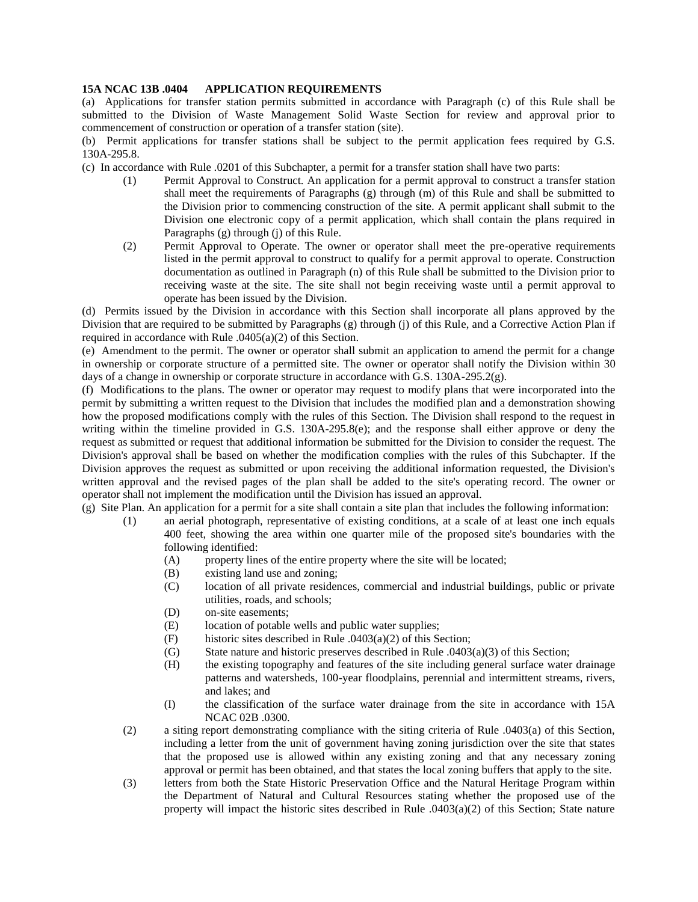**15A NCAC 13B .0404 APPLICATION REQUIREMENTS**

(a) Applications for transfer station permits submitted in accordance with Paragraph (c) of this Rule shall be submitted to the Division of Waste Management Solid Waste Section for review and approval prior to commencement of construction or operation of a transfer station (site).

(b) Permit applications for transfer stations shall be subject to the permit application fees required by G.S. 130A-295.8.

(c) In accordance with Rule .0201 of this Subchapter, a permit for a transfer station shall have two parts:

- (1) Permit Approval to Construct. An application for a permit approval to construct a transfer station shall meet the requirements of Paragraphs (g) through (m) of this Rule and shall be submitted to the Division prior to commencing construction of the site. A permit applicant shall submit to the Division one electronic copy of a permit application, which shall contain the plans required in Paragraphs (g) through (j) of this Rule.
- (2) Permit Approval to Operate. The owner or operator shall meet the pre-operative requirements listed in the permit approval to construct to qualify for a permit approval to operate. Construction documentation as outlined in Paragraph (n) of this Rule shall be submitted to the Division prior to receiving waste at the site. The site shall not begin receiving waste until a permit approval to operate has been issued by the Division.

(d) Permits issued by the Division in accordance with this Section shall incorporate all plans approved by the Division that are required to be submitted by Paragraphs (g) through (j) of this Rule, and a Corrective Action Plan if required in accordance with Rule .0405(a)(2) of this Section.

(e) Amendment to the permit. The owner or operator shall submit an application to amend the permit for a change in ownership or corporate structure of a permitted site. The owner or operator shall notify the Division within 30 days of a change in ownership or corporate structure in accordance with G.S. 130A-295.2(g).

(f) Modifications to the plans. The owner or operator may request to modify plans that were incorporated into the permit by submitting a written request to the Division that includes the modified plan and a demonstration showing how the proposed modifications comply with the rules of this Section. The Division shall respond to the request in writing within the timeline provided in G.S. 130A-295.8(e); and the response shall either approve or deny the request as submitted or request that additional information be submitted for the Division to consider the request. The Division's approval shall be based on whether the modification complies with the rules of this Subchapter. If the Division approves the request as submitted or upon receiving the additional information requested, the Division's written approval and the revised pages of the plan shall be added to the site's operating record. The owner or operator shall not implement the modification until the Division has issued an approval.

(g) Site Plan. An application for a permit for a site shall contain a site plan that includes the following information:

- (1) an aerial photograph, representative of existing conditions, at a scale of at least one inch equals 400 feet, showing the area within one quarter mile of the proposed site's boundaries with the following identified:
  - (A) property lines of the entire property where the site will be located;
  - (B) existing land use and zoning;
  - (C) location of all private residences, commercial and industrial buildings, public or private utilities, roads, and schools;
  - (D) on-site easements;
  - (E) location of potable wells and public water supplies;
  - (F) historic sites described in Rule .0403(a)(2) of this Section;
  - (G) State nature and historic preserves described in Rule .0403(a)(3) of this Section;
  - (H) the existing topography and features of the site including general surface water drainage patterns and watersheds, 100-year floodplains, perennial and intermittent streams, rivers, and lakes; and
  - (I) the classification of the surface water drainage from the site in accordance with 15A NCAC 02B .0300.
- (2) a siting report demonstrating compliance with the siting criteria of Rule .0403(a) of this Section, including a letter from the unit of government having zoning jurisdiction over the site that states that the proposed use is allowed within any existing zoning and that any necessary zoning approval or permit has been obtained, and that states the local zoning buffers that apply to the site.
- (3) letters from both the State Historic Preservation Office and the Natural Heritage Program within the Department of Natural and Cultural Resources stating whether the proposed use of the property will impact the historic sites described in Rule .0403(a)(2) of this Section; State nature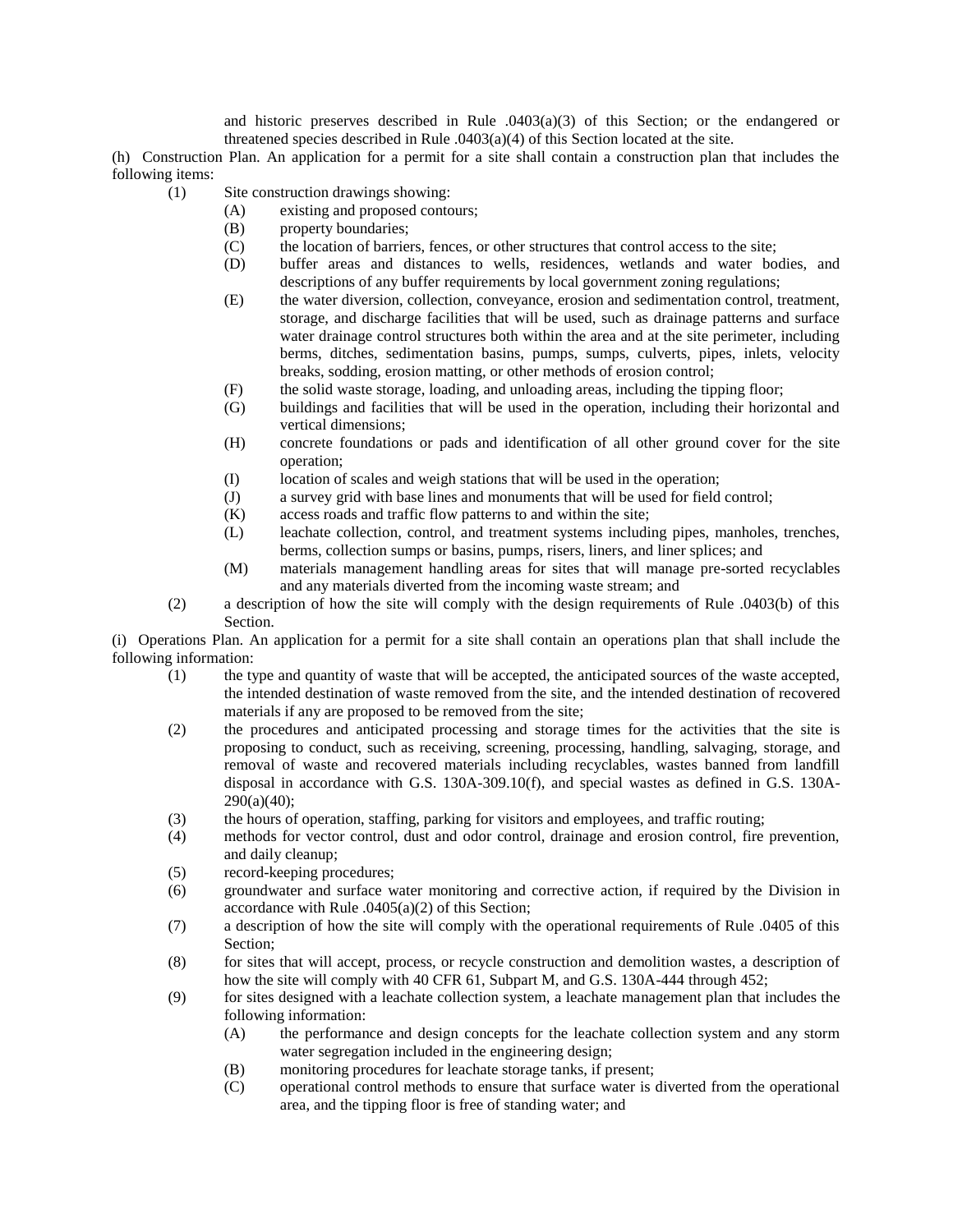and historic preserves described in Rule .0403(a)(3) of this Section; or the endangered or threatened species described in Rule .0403(a)(4) of this Section located at the site.

(h) Construction Plan. An application for a permit for a site shall contain a construction plan that includes the following items:

- (1) Site construction drawings showing:
  - (A) existing and proposed contours;
  - (B) property boundaries;
  - (C) the location of barriers, fences, or other structures that control access to the site;
  - (D) buffer areas and distances to wells, residences, wetlands and water bodies, and descriptions of any buffer requirements by local government zoning regulations;
  - (E) the water diversion, collection, conveyance, erosion and sedimentation control, treatment, storage, and discharge facilities that will be used, such as drainage patterns and surface water drainage control structures both within the area and at the site perimeter, including berms, ditches, sedimentation basins, pumps, sumps, culverts, pipes, inlets, velocity breaks, sodding, erosion matting, or other methods of erosion control;
  - (F) the solid waste storage, loading, and unloading areas, including the tipping floor;
  - (G) buildings and facilities that will be used in the operation, including their horizontal and vertical dimensions;
  - (H) concrete foundations or pads and identification of all other ground cover for the site operation;
  - (I) location of scales and weigh stations that will be used in the operation;
  - (J) a survey grid with base lines and monuments that will be used for field control;
  - (K) access roads and traffic flow patterns to and within the site;
  - (L) leachate collection, control, and treatment systems including pipes, manholes, trenches, berms, collection sumps or basins, pumps, risers, liners, and liner splices; and
  - (M) materials management handling areas for sites that will manage pre-sorted recyclables and any materials diverted from the incoming waste stream; and
- (2) a description of how the site will comply with the design requirements of Rule .0403(b) of this Section.

(i) Operations Plan. An application for a permit for a site shall contain an operations plan that shall include the following information:

- (1) the type and quantity of waste that will be accepted, the anticipated sources of the waste accepted, the intended destination of waste removed from the site, and the intended destination of recovered materials if any are proposed to be removed from the site;
- (2) the procedures and anticipated processing and storage times for the activities that the site is proposing to conduct, such as receiving, screening, processing, handling, salvaging, storage, and removal of waste and recovered materials including recyclables, wastes banned from landfill disposal in accordance with G.S. 130A-309.10(f), and special wastes as defined in G.S. 130A-290(a)(40);
- (3) the hours of operation, staffing, parking for visitors and employees, and traffic routing;
- (4) methods for vector control, dust and odor control, drainage and erosion control, fire prevention, and daily cleanup;
- (5) record-keeping procedures;
- (6) groundwater and surface water monitoring and corrective action, if required by the Division in accordance with Rule .0405(a)(2) of this Section;
- (7) a description of how the site will comply with the operational requirements of Rule .0405 of this Section;
- (8) for sites that will accept, process, or recycle construction and demolition wastes, a description of how the site will comply with 40 CFR 61, Subpart M, and G.S. 130A-444 through 452;
- (9) for sites designed with a leachate collection system, a leachate management plan that includes the following information:
  - (A) the performance and design concepts for the leachate collection system and any storm water segregation included in the engineering design;
  - (B) monitoring procedures for leachate storage tanks, if present;
  - (C) operational control methods to ensure that surface water is diverted from the operational area, and the tipping floor is free of standing water; and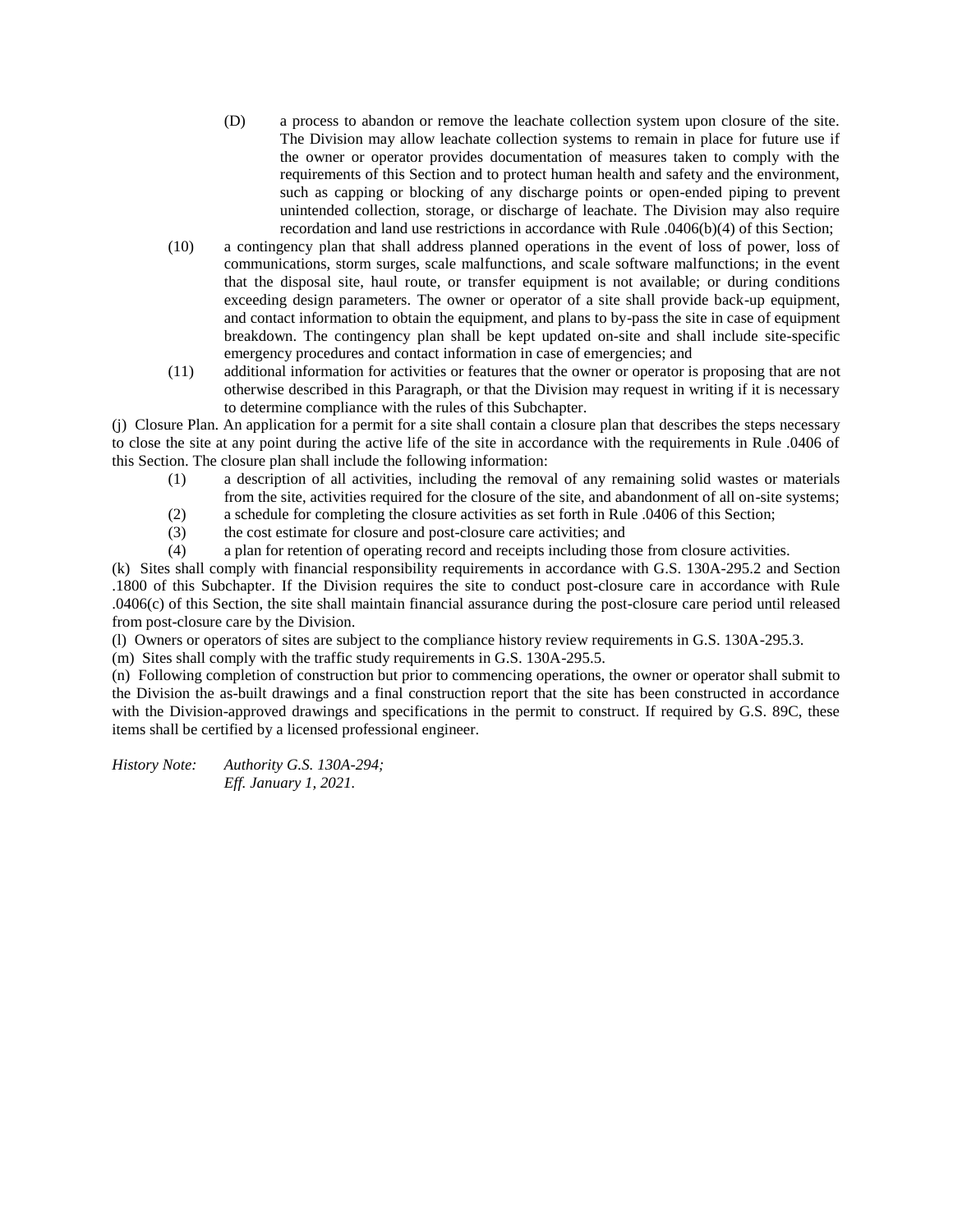(D) a process to abandon or remove the leachate collection system upon closure of the site. The Division may allow leachate collection systems to remain in place for future use if the owner or operator provides documentation of measures taken to comply with the requirements of this Section and to protect human health and safety and the environment, such as capping or blocking of any discharge points or open-ended piping to prevent unintended collection, storage, or discharge of leachate. The Division may also require recordation and land use restrictions in accordance with Rule .0406(b)(4) of this Section;

(10) a contingency plan that shall address planned operations in the event of loss of power, loss of communications, storm surges, scale malfunctions, and scale software malfunctions; in the event that the disposal site, haul route, or transfer equipment is not available; or during conditions exceeding design parameters. The owner or operator of a site shall provide back-up equipment, and contact information to obtain the equipment, and plans to by-pass the site in case of equipment breakdown. The contingency plan shall be kept updated on-site and shall include site-specific emergency procedures and contact information in case of emergencies; and

(11) additional information for activities or features that the owner or operator is proposing that are not otherwise described in this Paragraph, or that the Division may request in writing if it is necessary to determine compliance with the rules of this Subchapter.

(j) Closure Plan. An application for a permit for a site shall contain a closure plan that describes the steps necessary to close the site at any point during the active life of the site in accordance with the requirements in Rule .0406 of this Section. The closure plan shall include the following information:

(1) a description of all activities, including the removal of any remaining solid wastes or materials from the site, activities required for the closure of the site, and abandonment of all on-site systems;

(2) a schedule for completing the closure activities as set forth in Rule .0406 of this Section;

(3) the cost estimate for closure and post-closure care activities; and

(4) a plan for retention of operating record and receipts including those from closure activities.

(k) Sites shall comply with financial responsibility requirements in accordance with G.S. 130A-295.2 and Section .1800 of this Subchapter. If the Division requires the site to conduct post-closure care in accordance with Rule .0406(c) of this Section, the site shall maintain financial assurance during the post-closure care period until released from post-closure care by the Division.

(l) Owners or operators of sites are subject to the compliance history review requirements in G.S. 130A-295.3.

(m) Sites shall comply with the traffic study requirements in G.S. 130A-295.5.

(n) Following completion of construction but prior to commencing operations, the owner or operator shall submit to the Division the as-built drawings and a final construction report that the site has been constructed in accordance with the Division-approved drawings and specifications in the permit to construct. If required by G.S. 89C, these items shall be certified by a licensed professional engineer.

*History Note:* *Authority G.S. 130A-294;*
*Eff. January 1, 2021.*